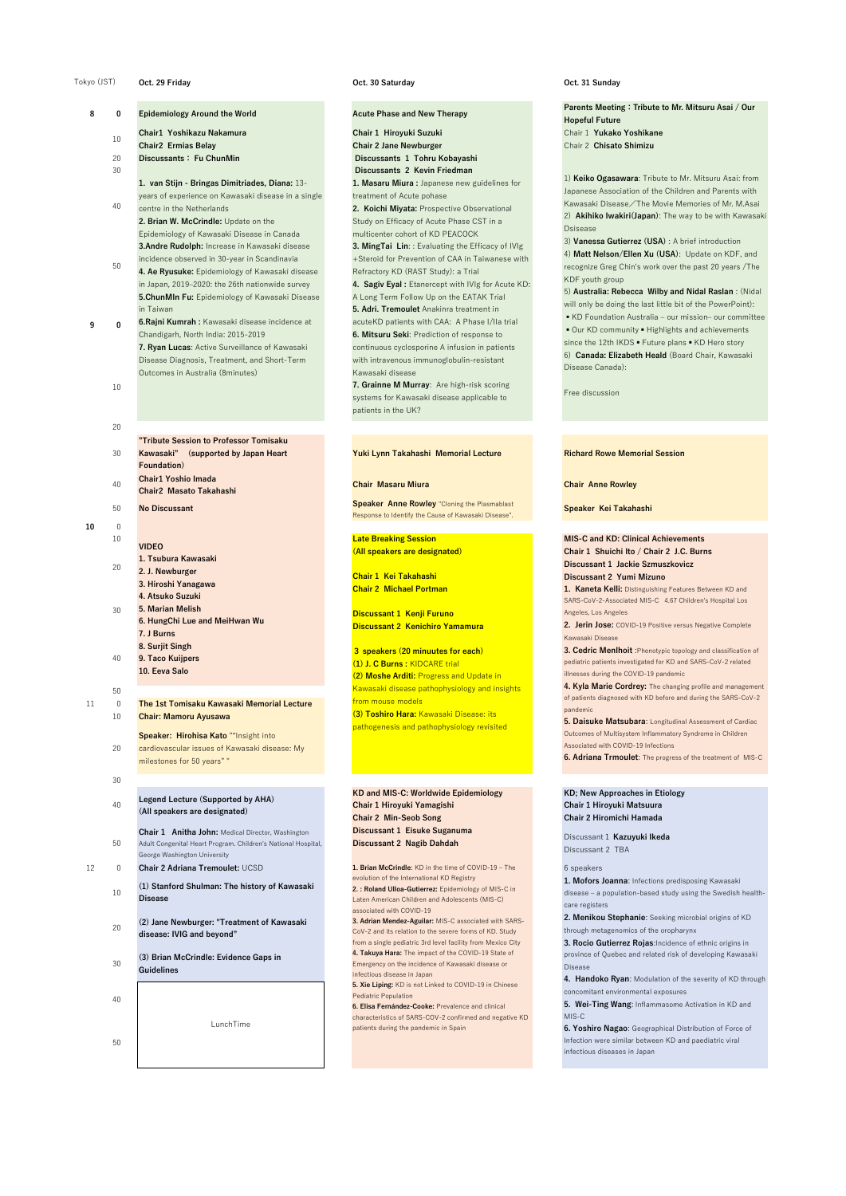Tokyo (JST)

## Oct. 29 Friday

**8:00 — Epidemiology Around the World**

**Chair1 Yoshikazu Nakamura**
**Chair2 Ermias Belay**
**Discussants：Fu ChunMin**

1. **van Stijn - Bringas Dimitriades, Diana:** 13-years of experience on Kawasaki disease in a single centre in the Netherlands
2. **Brian W. McCrindle:** Update on the Epidemiology of Kawasaki Disease in Canada
3. **Andre Rudolph:** Increase in Kawasaki disease incidence observed in 30-year in Scandinavia
4. **Ae Ryusuke:** Epidemiology of Kawasaki disease in Japan, 2019-2020: the 26th nationwide survey
5. **ChunMIn Fu:** Epidemiology of Kawasaki Disease in Taiwan
6. **Rajni Kumrah :** Kawasaki disease incidence at Chandigarh, North India: 2015-2019
7. **Ryan Lucas**: Active Surveillance of Kawasaki Disease Diagnosis, Treatment, and Short-Term Outcomes in Australia (8minutes)

**9:20 — "Tribute Session to Professor Tomisaku Kawasaki" (supported by Japan Heart Foundation)**

**Chair1 Yoshio Imada**
**Chair2 Masato Takahashi**

**No Discussant**

**VIDEO**

1. Tsubura Kawasaki
2. J. Newburger
3. Hiroshi Yanagawa
4. Atsuko Suzuki
5. Marian Melish
6. HungChi Lue and MeiHwan Wu
7. J Burns
8. Surjit Singh
9. Taco Kuijpers
10. Eeva Salo

**10:50 — The 1st Tomisaku Kawasaki Memorial Lecture**

**Chair: Mamoru Ayusawa**

**Speaker: Hirohisa Kato** ""Insight into cardiovascular issues of Kawasaki disease: My milestones for 50 years" "

**11:30 — Legend Lecture (Supported by AHA)**
**(All speakers are designated)**

**Chair 1 Anitha John:** Medical Director, Washington Adult Congenital Heart Program, Children's National Hospital, George Washington University

**Chair 2 Adriana Tremoulet:** UCSD

(1) **Stanford Shulman: The history of Kawasaki Disease**

(2) **Jane Newburger: "Treatment of Kawasaki disease: IVIG and beyond"**

(3) **Brian McCrindle: Evidence Gaps in Guidelines**

LunchTime

## Oct. 30 Saturday

**8:00 — Acute Phase and New Therapy**

**Chair 1 Hiroyuki Suzuki**
**Chair 2 Jane Newburger**
**Discussants 1 Tohru Kobayashi**
**Discussants 2 Kevin Friedman**

1. **Masaru Miura :** Japanese new guidelines for treatment of Acute pohase
2. **Koichi Miyata:** Prospective Observational Study on Efficacy of Acute Phase CST in a multicenter cohort of KD PEACOCK
3. **MingTai Lin**: : Evaluating the Efficacy of IVIg +Steroid for Prevention of CAA in Taiwanese with Refractory KD (RAST Study): a Trial
4. **Sagiv Eyal :** Etanercept with IVIg for Acute KD: A Long Term Follow Up on the EATAK Trial
5. **Adri. Tremoulet** Anakinra treatment in acuteKD patients with CAA: A Phase I/IIa trial
6. **Mitsuru Seki**: Prediction of response to continuous cyclosporine A infusion in patients with intravenous immunoglobulin-resistant Kawasaki disease
7. **Grainne M Murray**: Are high-risk scoring systems for Kawasaki disease applicable to patients in the UK?

**9:30 — Yuki Lynn Takahashi Memorial Lecture**

**Chair Masaru Miura**

**Speaker Anne Rowley** "Cloning the Plasmablast Response to Identify the Cause of Kawasaki Disease".

**10:10 — Late Breaking Session**
**(All speakers are designated)**

**Chair 1 Kei Takahashi**
**Chair 2 Michael Portman**

**Discussant 1 Kenji Furuno**
**Discussant 2 Kenichiro Yamamura**

**3 speakers (20 minuites for each)**
(1) **J. C Burns :** KIDCARE trial
(2) **Moshe Arditi:** Progress and Update in Kawasaki disease pathophysiology and insights from mouse models
(3) **Toshiro Hara:** Kawasaki Disease: its pathogenesis and pathophysiology revisited

**11:40 — KD and MIS-C: Worldwide Epidemiology**

**Chair 1 Hiroyuki Yamagishi**
**Chair 2 Min-Seob Song**
**Discussant 1 Eisuke Suganuma**
**Discussant 2 Nagib Dahdah**

1. **Brian McCrindle**: KD in the time of COVID-19 – The evolution of the International KD Registry
2. : **Roland Ulloa-Gutierrez:** Epidemiology of MIS-C in Laten American Children and Adolescents (MIS-C) associated with COVID-19
3. **Adrian Mendez-Aguilar:** MIS-C associated with SARS-CoV-2 and its relation to the severe forms of KD. Study from a single pediatric 3rd level facility from Mexico City
4. **Takuya Hara:** The impact of the COVID-19 State of Emergency on the incidence of Kawasaki disease or infectious disease in Japan
5. **Xie Liping:** KD is not Linked to COVID-19 in Chinese Pediatric Population
6. **Elisa Fernández-Cooke:** Prevalence and clinical characteristics of SARS-COV-2 confirmed and negative KD patients during the pandemic in Spain

## Oct. 31 Sunday

**8:00 — Parents Meeting：Tribute to Mr. Mitsuru Asai / Our Hopeful Future**

Chair 1 **Yukako Yoshikane**
Chair 2 **Chisato Shimizu**

1) **Keiko Ogasawara**: Tribute to Mr. Mitsuru Asai: from Japanese Association of the Children and Parents with Kawasaki Disease／The Movie Memories of Mr. M.Asai
2) **Akihiko Iwakiri(Japan)**: The way to be with Kawasaki Dsisease
3) **Vanessa Gutierrez (USA)** : A brief introduction
4) **Matt Nelson/Ellen Xu (USA)**: Update on KDF, and recognize Greg Chin's work over the past 20 years /The KDF youth group
5) **Australia: Rebecca Wilby and Nidal Raslan** : (Nidal will only be doing the last little bit of the PowerPoint):
▪ KD Foundation Australia – our mission– our committee ▪ Our KD community ▪ Highlights and achievements since the 12th IKDS ▪ Future plans ▪ KD Hero story
6) **Canada: Elizabeth Heald** (Board Chair, Kawasaki Disease Canada):

Free discussion

**9:30 — Richard Rowe Memorial Session**

**Chair Anne Rowley**

**Speaker Kei Takahashi**

**10:00 — MIS-C and KD: Clinical Achievements**

**Chair 1 Shuichi Ito / Chair 2 J.C. Burns**
**Discussant 1 Jackie Szmuszkovicz**
**Discussant 2 Yumi Mizuno**

1. **Kaneta Kelli:** Distinguishing Features Between KD and SARS-CoV-2-Associated MIS-C 4.67 Children's Hospital Los Angeles, Los Angeles
2. **Jerin Jose:** COVID-19 Positive versus Negative Complete Kawasaki Disease
3. **Cedric Menlhoit** :Phenotypic topology and classification of pediatric patients investigated for KD and SARS-CoV-2 related illnesses during the COVID-19 pandemic
4. **Kyla Marie Cordrey:** The changing profile and management of patients diagnosed with KD before and during the SARS-CoV-2 pandemic
5. **Daisuke Matsubara**: Longitudinal Assessment of Cardiac Outcomes of Multisystem Inflammatory Syndrome in Children Associated with COVID-19 Infections
6. **Adriana Trmoulet**: The progress of the treatment of MIS-C

**11:40 — KD; New Approaches in Etiology**

**Chair 1 Hiroyuki Matsuura**
**Chair 2 Hiromichi Hamada**

Discussant 1 **Kazuyuki Ikeda**
Discussant 2 TBA

6 speakers

1. **Mofors Joanna**: Infections predisposing Kawasaki disease – a population-based study using the Swedish health-care registers
2. **Menikou Stephanie**: Seeking microbial origins of KD through metagenomics of the oropharynx
3. **Rocio Gutierrez Rojas**:Incidence of ethnic origins in province of Quebec and related risk of developing Kawasaki Disease
4. **Handoko Ryan**: Modulation of the severity of KD through concomitant environmental exposures
5. **Wei-Ting Wang**: Inflammasome Activation in KD and MIS-C
6. **Yoshiro Nagao**: Geographical Distribution of Force of Infection were similar between KD and paediatric viral infectious diseases in Japan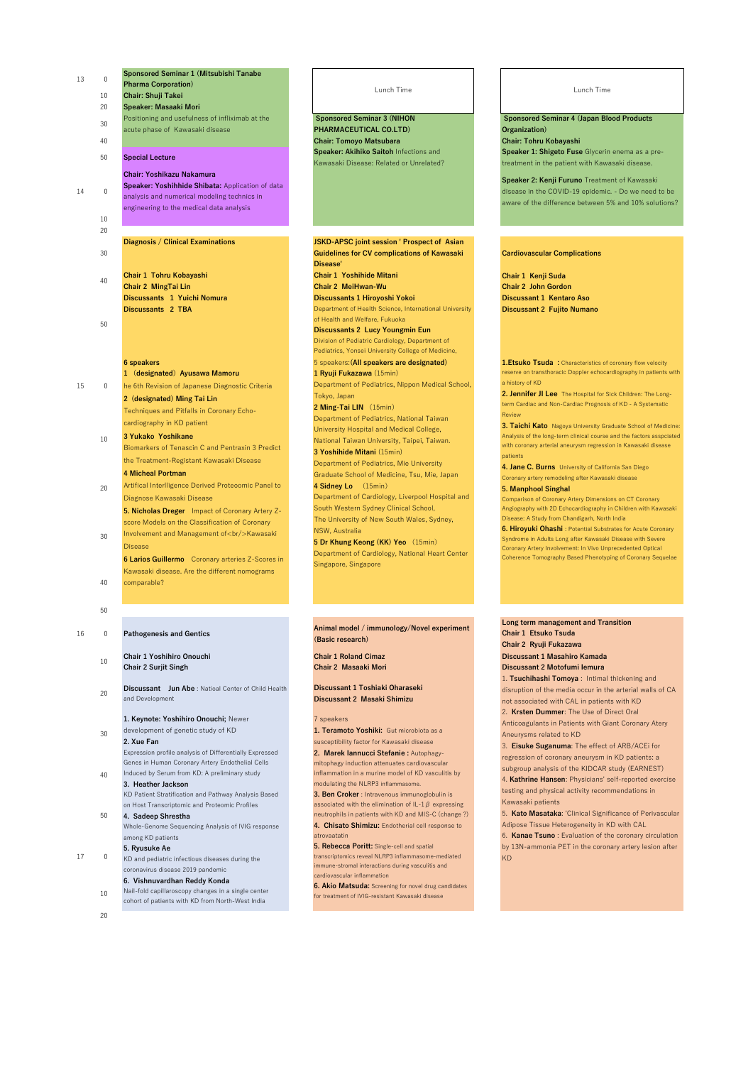13:00 – 17:20

## Room 1

**Sponsored Seminar 1 (Mitsubishi Tanabe Pharma Corporation)**
**Chair: Shuji Takei**
**Speaker: Masaaki Mori**
Positioning and usefulness of infliximab at the acute phase of Kawasaki disease

**Special Lecture**
**Chair: Yoshikazu Nakamura**
**Speaker: Yoshihhide Shibata:** Application of data analysis and numerical modeling technics in engineering to the medical data analysis

**Diagnosis / Clinical Examinations**
**Chair 1 Tohru Kobayashi**
**Chair 2 MingTai Lin**
**Discussants 1 Yuichi Nomura**
**Discussants 2 TBA**

**6 speakers**
1 (designated) **Ayusawa Mamoru**
he 6th Revision of Japanese Diagnostic Criteria
2 (designated) **Ming Tai Lin**
Techniques and Pitfalls in Coronary Echo-cardiography in KD patient
3 **Yukako Yoshikane**
Biomarkers of Tenascin C and Pentraxin 3 Predict the Treatment-Registant Kawasaki Disease
4 **Micheal Portman**
Artifical Interlligence Derived Proteoomic Panel to Diagnose Kawasaki Disease
5. **Nicholas Dreger** Impact of Coronary Artery Z-score Models on the Classification of Coronary Involvement and Management of<br/>Kawasaki Disease
6 **Larios Guillermo** Coronary arteries Z-Scores in Kawasaki disease. Are the different nomograms comparable?

**Pathogenesis and Gentics**
**Chair 1 Yoshihiro Onouchi**
**Chair 2 Surjit Singh**
**Discussant Jun Abe** : Natioal Center of Child Health and Development

1. **Keynote: Yoshihiro Onouchi;** Newer development of genetic study of KD
2. **Xue Fan**
Expression profile analysis of Differentially Expressed Genes in Human Coronary Artery Endothelial Cells Induced by Serum from KD: A preliminary study
3. **Heather Jackson**
KD Patient Stratification and Pathway Analysis Based on Host Transcriptomic and Proteomic Profiles
4. **Sadeep Shrestha**
Whole-Genome Sequencing Analysis of IVIG response among KD patients
5. **Ryusuke Ae**
KD and pediatric infectious diseases during the coronavirus disease 2019 pandemic
6. **Vishnuvardhan Reddy Konda**
Nail-fold capillaroscopy changes in a single center cohort of patients with KD from North-West India

## Room 2

Lunch Time

**Sponsored Seminar 3 (NIHON PHARMACEUTICAL CO.LTD)**
**Chair: Tomoyo Matsubara**
**Speaker: Akihiko Saitoh** Infections and Kawasaki Disease: Related or Unrelated?

**JSKD-APSC joint session ' Prospect of Asian Guidelines for CV complications of Kawasaki Disease'**
**Chair 1 Yoshihide Mitani**
**Chair 2 MeiHwan-Wu**
**Discussants 1 Hiroyoshi Yokoi**
Department of Health Science, International University of Health and Welfare, Fukuoka
**Discussants 2 Lucy Youngmin Eun**
Division of Pediatric Cardiology, Department of Pediatrics, Yonsei University College of Medicine,

5 speakers:**(All speakers are designated)**
1 **Ryuji Fukazawa** (15min)
Department of Pediatrics, Nippon Medical School, Tokyo, Japan
2 **Ming-Tai LIN** (15min)
Department of Pediatrics, National Taiwan University Hospital and Medical College, National Taiwan University, Taipei, Taiwan.
3 **Yoshihide Mitani** (15min)
Department of Pediatrics, Mie University Graduate School of Medicine, Tsu, Mie, Japan
4 **Sidney Lo** (15min)
Department of Cardiology, Liverpool Hospital and South Western Sydney Clinical School, The University of New South Wales, Sydney, NSW, Australia
5 **Dr Khung Keong (KK) Yeo** (15min)
Department of Cardiology, National Heart Center Singapore, Singapore

**Animal model / immunology/Novel experiment (Basic research)**
**Chair 1 Roland Cimaz**
**Chair 2 Masaaki Mori**
**Discussant 1 Toshiaki Oharaseki**
**Discussant 2 Masaki Shimizu**

7 speakers
1. **Teramoto Yoshiki:** Gut microbiota as a susceptibility factor for Kawasaki disease
2. **Marek Iannucci Stefanie :** Autophagy-mitophagy induction attenuates cardiovascular inflammation in a murine model of KD vasculitis by modulating the NLRP3 inflammasome.
3. **Ben Croker** : Intravenous immunoglobulin is associated with the elimination of IL-1$\beta$ expressing neutrophils in patients with KD and MIS-C (change ?)
4. **Chisato Shimizu:** Endotherial cell response to atrovaatatin
5. **Rebecca Poritt:** Single-cell and spatial transcriptomics reveal NLRP3 inflammasome-mediated immune-stromal interactions during vasculitis and cardiovascular inflammation
6. **Akio Matsuda:** Screening for novel drug candidates for treatment of IVIG-resistant Kawasaki disease

## Room 3

Lunch Time

**Sponsored Seminar 4 (Japan Blood Products Organization)**
**Chair: Tohru Kobayashi**
**Speaker 1: Shigeto Fuse** Glycerin enema as a pre-treatment in the patient with Kawasaki disease.
**Speaker 2: Kenji Furuno** Treatment of Kawasaki disease in the COVID-19 epidemic. - Do we need to be aware of the difference between 5% and 10% solutions?

**Cardiovascular Complications**
**Chair 1 Kenji Suda**
**Chair 2 John Gordon**
**Discussant 1 Kentaro Aso**
**Discussant 2 Fujito Numano**

1. **Etsuko Tsuda** : Characteristics of coronary flow velocity reserve on transthoracic Doppler echocardiography in patients with a history of KD
2. **Jennifer Jl Lee** The Hospital for Sick Children: The Long-term Cardiac and Non-Cardiac Prognosis of KD - A Systematic Review
3. **Taichi Kato** Nagoya University Graduate School of Medicine: Analysis of the long-term clinical course and the factors asspciated with coronary arterial aneurysm regression in Kawasaki disease patients
4. **Jane C. Burns** University of California San Diego
Coronary artery remodeling after Kawasaki Disease
5. **Manphool Singhal**
Comparison of Coronary Artery Dimensions on CT Coronary Angiography with 2D Echocardiography in Children with Kawasaki Disease: A Study from Chandigarh, North India
6. **Hiroyuki Ohashi** : Potential Substrates for Acute Coronary Syndrome in Adults Long after Kawasaki Disease with Severe Coronary Artery Involvement: In Vivo Unprecedented Optical Coherence Tomography Based Phenotyping of Coronary Sequelae

**Long term management and Transition**
**Chair 1 Etsuko Tsuda**
**Chair 2 Ryuji Fukazawa**
**Discussant 1 Masahiro Kamada**
**Discussant 2 Motofumi Iemura**
1. **Tsuchihashi Tomoya** : Intimal thickening and disruption of the media occur in the arterial walls of CA not associated with CAL in patients with KD
2. **Krsten Dummer**: The Use of Direct Oral Anticoagulants in Patients with Giant Coronary Atery Aneurysms related to KD
3. **Eisuke Suganuma**: The effect of ARB/ACEi for regression of coronary aneurysm in KD patients: a subgroup analysis of the KIDCAR study (EARNEST)
4. **Kathrine Hansen**: Physicians' self-reported exercise testing and physical activity recommendations in Kawasaki patients
5. **Kato Masataka**: 'Clinical Significance of Perivascular Adipose Tissue Heterogeneity in KD with CAL
6. **Kanae Tsuno** : Evaluation of the coronary circulation by 13N-ammonia PET in the coronary artery lesion after KD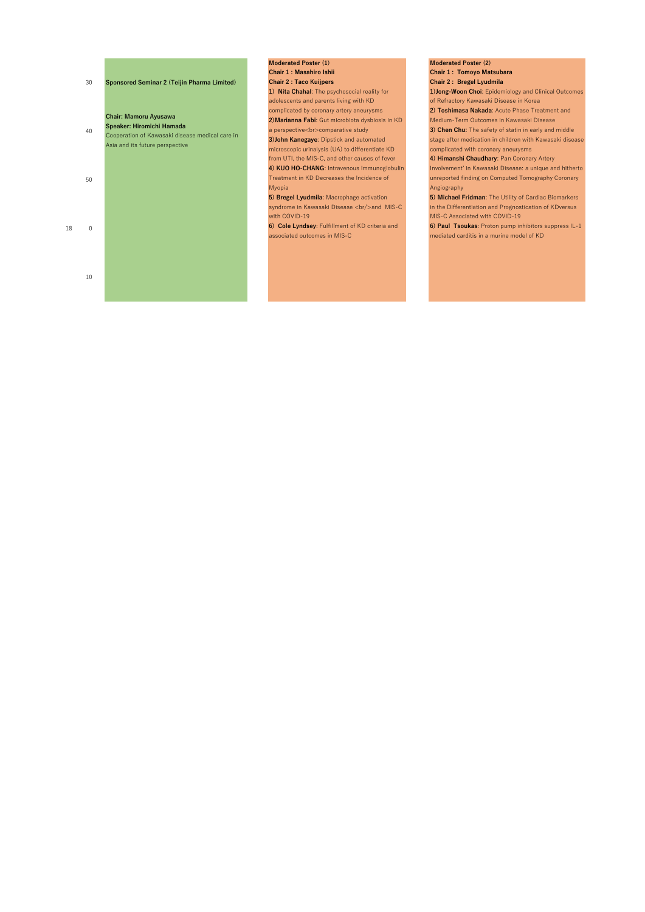30
40
50
18 0
10

**Sponsored Seminar 2 (Teijin Pharma Limited)**

**Chair: Mamoru Ayusawa**
**Speaker: Hiromichi Hamada**
Cooperation of Kawasaki disease medical care in Asia and its future perspective

**Moderated Poster (1)**
**Chair 1 : Masahiro Ishii**
**Chair 2 : Taco Kuijpers**

1) **Nita Chahal**: The psychosocial reality for adolescents and parents living with KD complicated by coronary artery aneurysms
2)**Marianna Fabi**: Gut microbiota dysbiosis in KD a perspective<br>comparative study
3)**John Kanegaye**: Dipstick and automated microscopic urinalysis (UA) to differentiate KD from UTI, the MIS-C, and other causes of fever
4) **KUO HO-CHANG**: Intravenous Immunoglobulin Treatment in KD Decreases the Incidence of Myopia
5) **Bregel Lyudmila**: Macrophage activation syndrome in Kawasaki Disease <br/>and MIS-C with COVID-19
6) **Cole Lyndsey**: Fulfillment of KD criteria and associated outcomes in MIS-C

**Moderated Poster (2)**
**Chair 1 : Tomoyo Matsubara**
**Chair 2 : Bregel Lyudmila**

1)**Jong-Woon Choi**: Epidemiology and Clinical Outcomes of Refractory Kawasaki Disease in Korea
2) **Toshimasa Nakada**: Acute Phase Treatment and Medium-Term Outcomes in Kawasaki Disease
3) **Chen Chu:** The safety of statin in early and middle stage after medication in children with Kawasaki disease complicated with coronary aneurysms
4) **Himanshi Chaudhary**: Pan Coronary Artery Involvement' in Kawasaki Disease: a unique and hitherto unreported finding on Computed Tomography Coronary Angiography
5) **Michael Fridman**: The Utility of Cardiac Biomarkers in the Differentiation and Prognostication of KDversus MIS-C Associated with COVID-19
6) **Paul Tsoukas**: Proton pump inhibitors suppress IL-1 mediated carditis in a murine model of KD